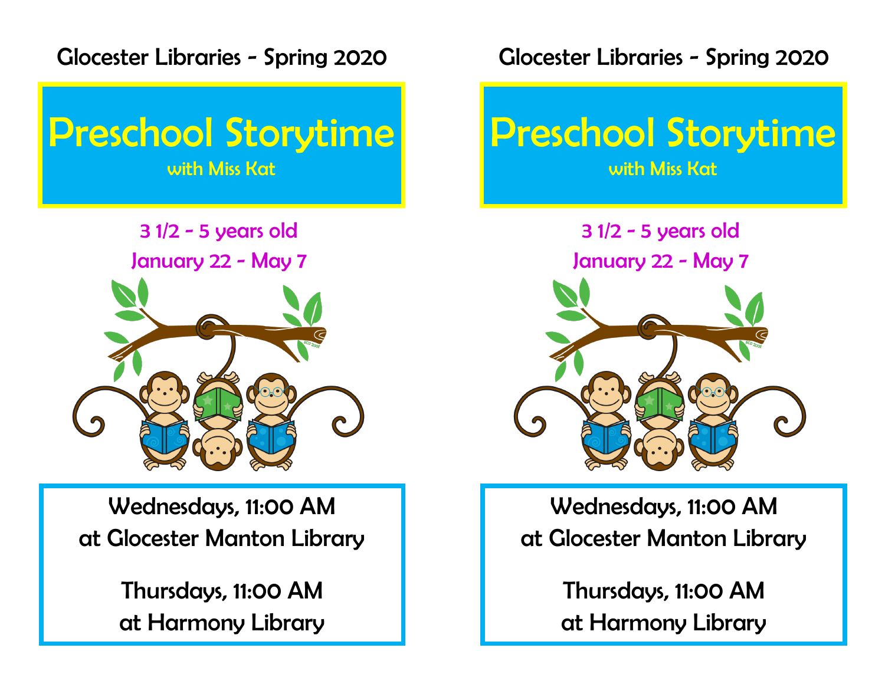Glocester Libraries - Spring 2020

# Preschool Storytime

with Miss Kat

3 1/2 - 5 years old

January 22 - May 7

Wednesdays, 11:00 AM
at Glocester Manton Library

Thursdays, 11:00 AM
at Harmony Library

Glocester Libraries - Spring 2020

# Preschool Storytime

with Miss Kat

3 1/2 - 5 years old

January 22 - May 7

Wednesdays, 11:00 AM
at Glocester Manton Library

Thursdays, 11:00 AM
at Harmony Library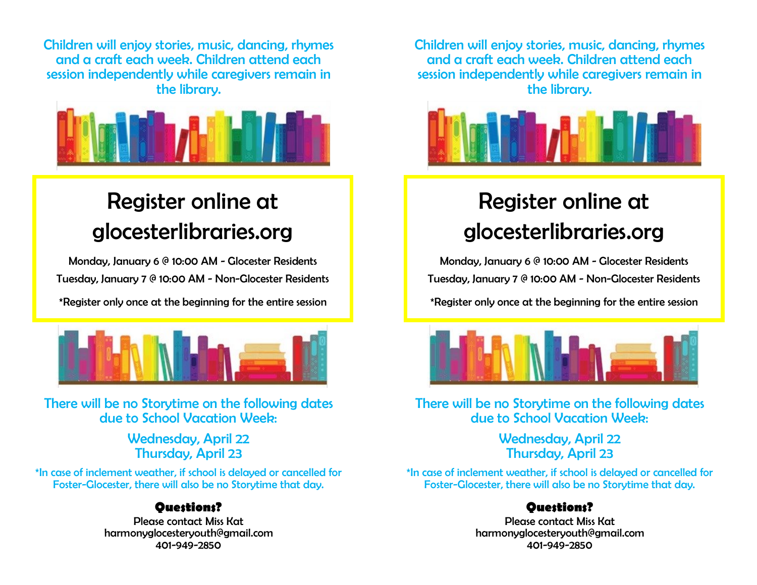Children will enjoy stories, music, dancing, rhymes and a craft each week. Children attend each session independently while caregivers remain in the library.

# Register online at glocesterlibraries.org

Monday, January 6 @ 10:00 AM - Glocester Residents

Tuesday, January 7 @ 10:00 AM - Non-Glocester Residents

*Register only once at the beginning for the entire session

There will be no Storytime on the following dates due to School Vacation Week:

Wednesday, April 22
Thursday, April 23

*In case of inclement weather, if school is delayed or cancelled for Foster-Glocester, there will also be no Storytime that day.

**Questions?**

Please contact Miss Kat
harmonyglocesteryouth@gmail.com
401-949-2850

Children will enjoy stories, music, dancing, rhymes and a craft each week. Children attend each session independently while caregivers remain in the library.

# Register online at glocesterlibraries.org

Monday, January 6 @ 10:00 AM - Glocester Residents

Tuesday, January 7 @ 10:00 AM - Non-Glocester Residents

*Register only once at the beginning for the entire session

There will be no Storytime on the following dates due to School Vacation Week:

Wednesday, April 22
Thursday, April 23

*In case of inclement weather, if school is delayed or cancelled for Foster-Glocester, there will also be no Storytime that day.

**Questions?**

Please contact Miss Kat
harmonyglocesteryouth@gmail.com
401-949-2850